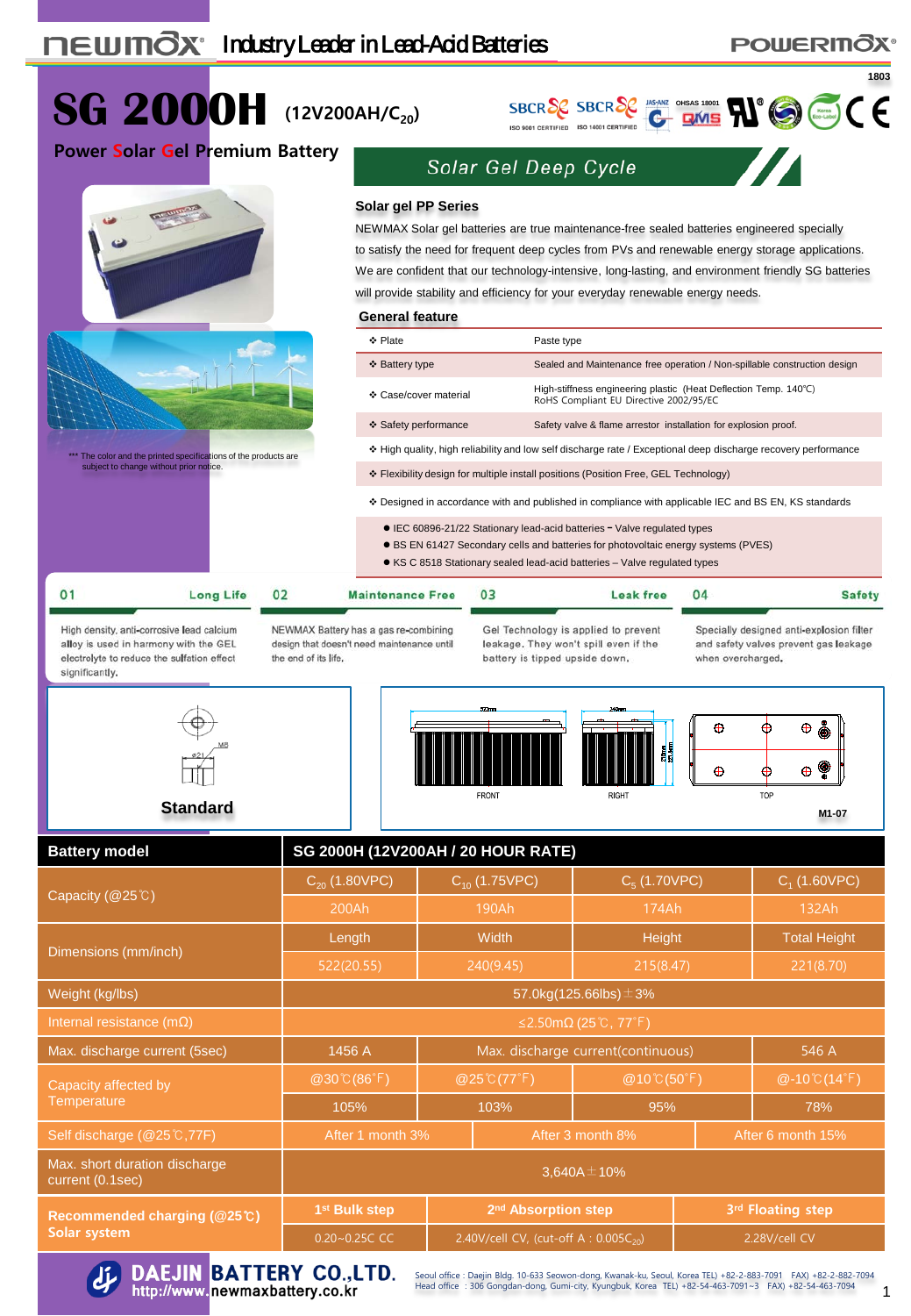# SG 2000H (12V200AH/$C_{20}$)

**Power Solar Gel Premium Battery**

*** The color and the printed specifications of the products are subject to change without prior notice.

## Solar Gel Deep Cycle

### Solar gel PP Series

NEWMAX Solar gel batteries are true maintenance-free sealed batteries engineered specially to satisfy the need for frequent deep cycles from PVs and renewable energy storage applications. We are confident that our technology-intensive, long-lasting, and environment friendly SG batteries will provide stability and efficiency for your everyday renewable energy needs.

### General feature

| | |
|---|---|
| ❖ Plate | Paste type |
| ❖ Battery type | Sealed and Maintenance free operation / Non-spillable construction design |
| ❖ Case/cover material | High-stiffness engineering plastic (Heat Deflection Temp. 140℃) RoHS Compliant EU Directive 2002/95/EC |
| ❖ Safety performance | Safety valve & flame arrestor installation for explosion proof. |

- ❖ High quality, high reliability and low self discharge rate / Exceptional deep discharge recovery performance
- ❖ Flexibility design for multiple install positions (Position Free, GEL Technology)
- ❖ Designed in accordance with and published in compliance with applicable IEC and BS EN, KS standards
  - IEC 60896-21/22 Stationary lead-acid batteries – Valve regulated types
  - BS EN 61427 Secondary cells and batteries for photovoltaic energy systems (PVES)
  - KS C 8518 Stationary sealed lead-acid batteries – Valve regulated types

**01 Long Life**
High density, anti-corrosive lead calcium alloy is used in harmony with the GEL electrolyte to reduce the sulfation effect significantly.

**02 Maintenance Free**
NEWMAX Battery has a gas re-combining design that doesn't need maintenance until the end of its life.

**03 Leak free**
Gel Technology is applied to prevent leakage. They won't spill even if the battery is tipped upside down.

**04 Safety**
Specially designed anti-explosion filter and safety valves prevent gas leakage when overcharged.

**Standard** (M8)

FRONT / RIGHT / TOP — M1-07

| Battery model | SG 2000H (12V200AH / 20 HOUR RATE) | | | |
|---|---|---|---|---|
| Capacity (@25℃) | $C_{20}$ (1.80VPC) | $C_{10}$ (1.75VPC) | $C_5$ (1.70VPC) | $C_1$ (1.60VPC) |
| | 200Ah | 190Ah | 174Ah | 132Ah |
| Dimensions (mm/inch) | Length | Width | Height | Total Height |
| | 522(20.55) | 240(9.45) | 215(8.47) | 221(8.70) |
| Weight (kg/lbs) | 57.0kg(125.66lbs)±3% | | | |
| Internal resistance (mΩ) | ≤2.50mΩ (25℃, 77˚F) | | | |
| Max. discharge current (5sec) | 1456 A | Max. discharge current(continuous) | | 546 A |
| Capacity affected by Temperature | @30℃(86˚F) | @25℃(77˚F) | @10℃(50˚F) | @-10℃(14˚F) |
| | 105% | 103% | 95% | 78% |
| Self discharge (@25℃,77F) | After 1 month 3% | After 3 month 8% | | After 6 month 15% |
| Max. short duration discharge current (0.1sec) | 3,640A±10% | | | |
| Recommended charging (@25℃) Solar system | 1st Bulk step | 2nd Absorption step | | 3rd Floating step |
| | 0.20~0.25C CC | 2.40V/cell CV, (cut-off A : 0.005$C_{20}$) | | 2.28V/cell CV |

**DAEJIN BATTERY CO.,LTD.** http://www.newmaxbattery.co.kr

Seoul office : Daejin Bldg. 10-633 Seowon-dong, Kwanak-ku, Seoul, Korea TEL) +82-2-883-7091 FAX) +82-2-882-7094
Head office : 306 Gongdan-dong, Gumi-city, Kyungbuk, Korea TEL) +82-54-463-7091~3 FAX) +82-54-463-7094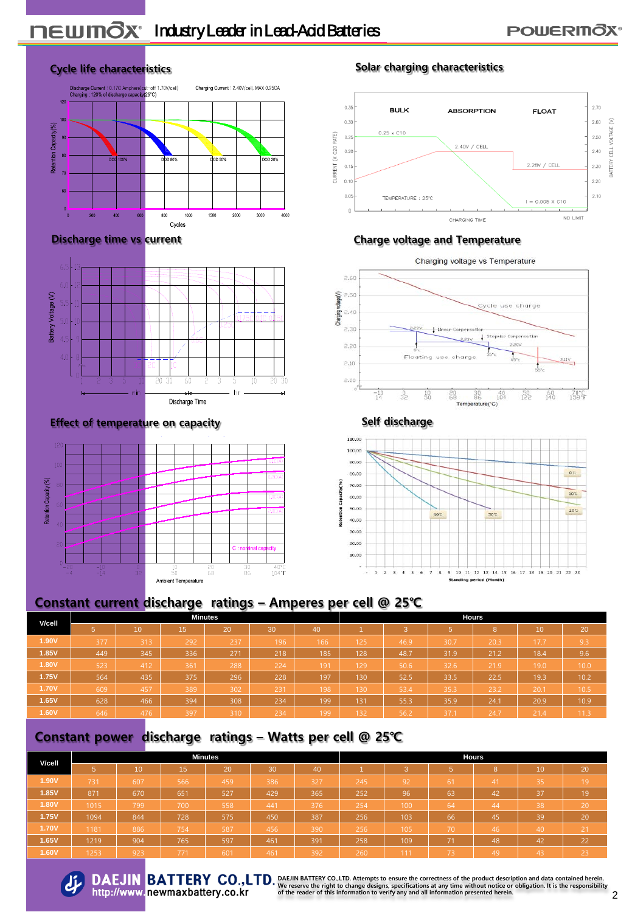## Cycle life characteristics

Discharge Current : 0.17C Ampere(cut-off 1.70V/cell)
Charging : 120% of discharge capacity(25°C)
Charging Current : 2.40V/cell, MAX 0.25CA

Retention Capacity(%)
120
100
90
80
70
60
0
DOD 100%
DOD 80%
DOD 50%
DOD 20%
0 200 400 600 800 1000 1500 2000 3000 4000
Cycles

## Solar charging characteristics

BULK
ABSORPTION
FLOAT
0.25 x C10
2.40V / CELL
2.28V / CELL
TEMPERATURE : 25°C
I = 0.005 X C10
CURRENT (X C20 RATE)
0.35 0.30 0.25 0.20 0.15 0.10 0.05 0
BATTERY CELL VOLTAGE (V)
2.70 2.60 2.50 2.40 2.30 2.20 2.10
CHARGING TIME
NO LIMIT

## Discharge time vs current

Battery Voltage (V)
6.5 13
6.0 12
5.5 11
5.0 10
4.5 9
4.0 8
1 2 3 5 10 20 30 60 2 3 5 10 20 30
min
hr
Discharge Time

## Charge voltage and Temperature

Charging voltage vs Temperature

Charging voltage(V)
2.60 2.50 2.40 2.30 2.20 2.10 2.00
Cycle use charge
2.47V
Linear Compensation
Stepwise Compensation
2.23V
2.20V
Floating use charge
2.17V
0°C
25°C
45°C
55°C
-10 0 10 20 30 40 50 60 70°C
14 32 50 68 86 104 122 140 158°F
Temperature(°C)

## Effect of temperature on capacity

Retention Capacity (%)
120
100
80
60
40
20
0
C : nominal capacity
-20 -10 0 10 20 30 40°C
-4 14 32 50 68 86 104°F
Ambient Temperature

## Self discharge

Retention Capacity(%)
110.00 100.00 90.00 80.00 70.00 60.00 50.00 40.00 30.00 20.00 10.00
0°C
10°C
20°C
40°C
30°C
1 2 3 4 5 6 7 8 9 10 11 12 13 14 15 16 17 18 19 20 21 22 23
Standing period (Month)

## Constant current discharge ratings – Amperes per cell @ 25℃

| V/cell | Minutes | | | | | | Hours | | | | | |
|---|---|---|---|---|---|---|---|---|---|---|---|---|
| | 5 | 10 | 15 | 20 | 30 | 40 | 1 | 3 | 5 | 8 | 10 | 20 |
| 1.90V | 377 | 313 | 292 | 237 | 196 | 166 | 125 | 46.9 | 30.7 | 20.3 | 17.7 | 9.3 |
| 1.85V | 449 | 345 | 336 | 271 | 218 | 185 | 128 | 48.7 | 31.9 | 21.2 | 18.4 | 9.6 |
| 1.80V | 523 | 412 | 361 | 288 | 224 | 191 | 129 | 50.6 | 32.6 | 21.9 | 19.0 | 10.0 |
| 1.75V | 564 | 435 | 375 | 296 | 228 | 197 | 130 | 52.5 | 33.5 | 22.5 | 19.3 | 10.2 |
| 1.70V | 609 | 457 | 389 | 302 | 231 | 198 | 130 | 53.4 | 35.3 | 23.2 | 20.1 | 10.5 |
| 1.65V | 628 | 466 | 394 | 308 | 234 | 199 | 131 | 55.3 | 35.9 | 24.1 | 20.9 | 10.9 |
| 1.60V | 646 | 476 | 397 | 310 | 234 | 199 | 132 | 56.2 | 37.1 | 24.7 | 21.4 | 11.3 |

## Constant power discharge ratings – Watts per cell @ 25℃

| V/cell | Minutes | | | | | | Hours | | | | | |
|---|---|---|---|---|---|---|---|---|---|---|---|---|
| | 5 | 10 | 15 | 20 | 30 | 40 | 1 | 3 | 5 | 8 | 10 | 20 |
| 1.90V | 731 | 607 | 566 | 459 | 386 | 327 | 245 | 92 | 61 | 41 | 35 | 19 |
| 1.85V | 871 | 670 | 651 | 527 | 429 | 365 | 252 | 96 | 63 | 42 | 37 | 19 |
| 1.80V | 1015 | 799 | 700 | 558 | 441 | 376 | 254 | 100 | 64 | 44 | 38 | 20 |
| 1.75V | 1094 | 844 | 728 | 575 | 450 | 387 | 256 | 103 | 66 | 45 | 39 | 20 |
| 1.70V | 1181 | 886 | 754 | 587 | 456 | 390 | 256 | 105 | 70 | 46 | 40 | 21 |
| 1.65V | 1219 | 904 | 765 | 597 | 461 | 391 | 258 | 109 | 71 | 48 | 42 | 22 |
| 1.60V | 1253 | 923 | 771 | 601 | 461 | 392 | 260 | 111 | 73 | 49 | 43 | 23 |

**DAEJIN BATTERY CO.,LTD.**
http://www.newmaxbattery.co.kr

DAEJIN BATTERY CO.,LTD. Attempts to ensure the correctness of the product description and data contained herein. We reserve the right to change designs, specifications at any time without notice or obligation. It is the responsibility of the reader of this information to verify any and all information presented herein.